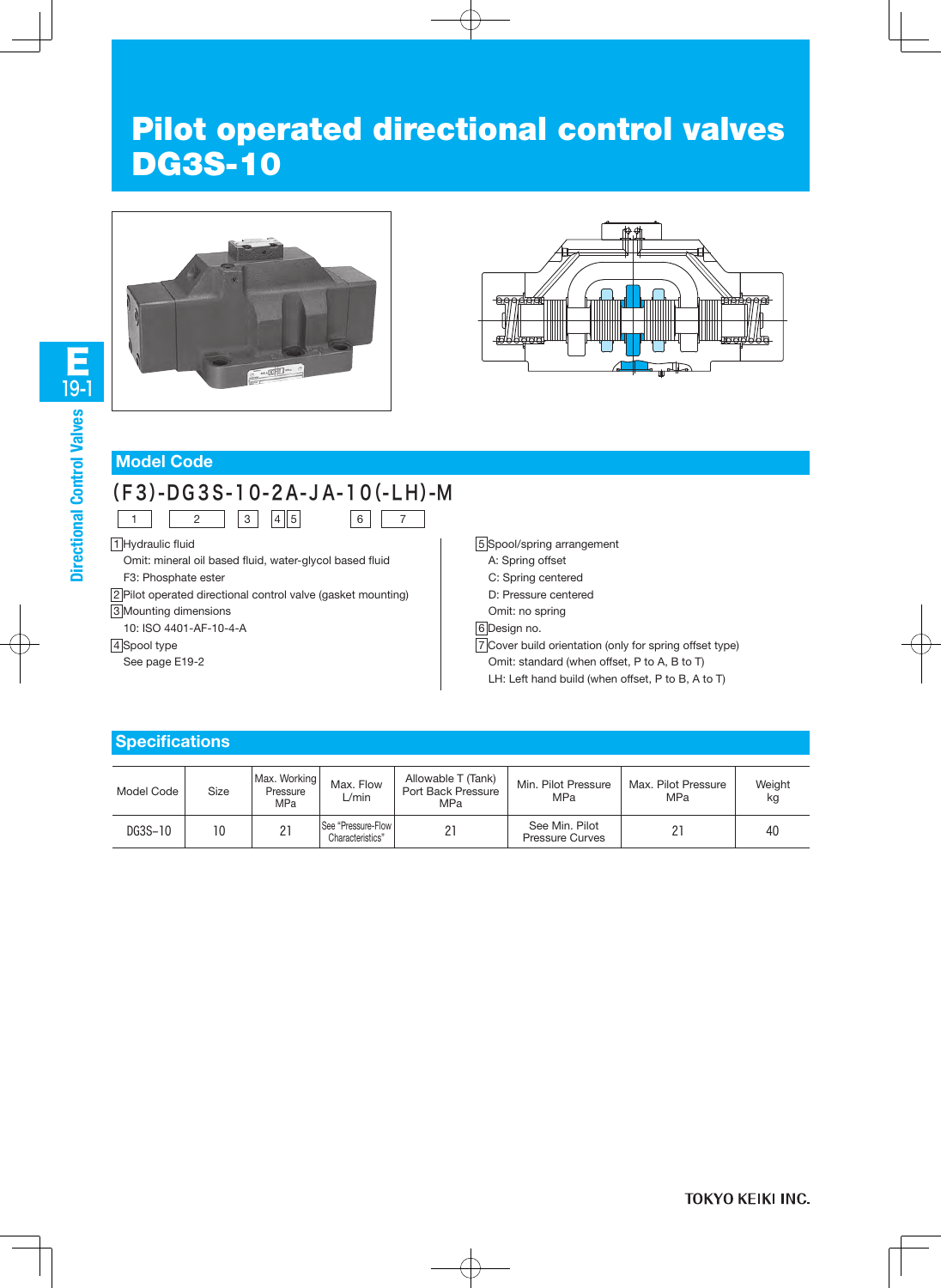# Pilot operated directional control valves DG3S-10

## Model Code

(F3)-DG3S-10-2A-JA-10(-LH)-M

| 1 | 2 | 3 | 4 | 5 | 6 | 7 |
|---|---|---|---|---|---|---|

1 Hydraulic fluid
Omit: mineral oil based fluid, water-glycol based fluid
F3: Phosphate ester

2 Pilot operated directional control valve (gasket mounting)

3 Mounting dimensions
10: ISO 4401-AF-10-4-A

4 Spool type
See page E19-2

5 Spool/spring arrangement
A: Spring offset
C: Spring centered
D: Pressure centered
Omit: no spring

6 Design no.

7 Cover build orientation (only for spring offset type)
Omit: standard (when offset, P to A, B to T)
LH: Left hand build (when offset, P to B, A to T)

## Specifications

| Model Code | Size | Max. Working Pressure MPa | Max. Flow L/min | Allowable T (Tank) Port Back Pressure MPa | Min. Pilot Pressure MPa | Max. Pilot Pressure MPa | Weight kg |
|---|---|---|---|---|---|---|---|
| DG3S-10 | 10 | 21 | See "Pressure-Flow Characteristics" | 21 | See Min. Pilot Pressure Curves | 21 | 40 |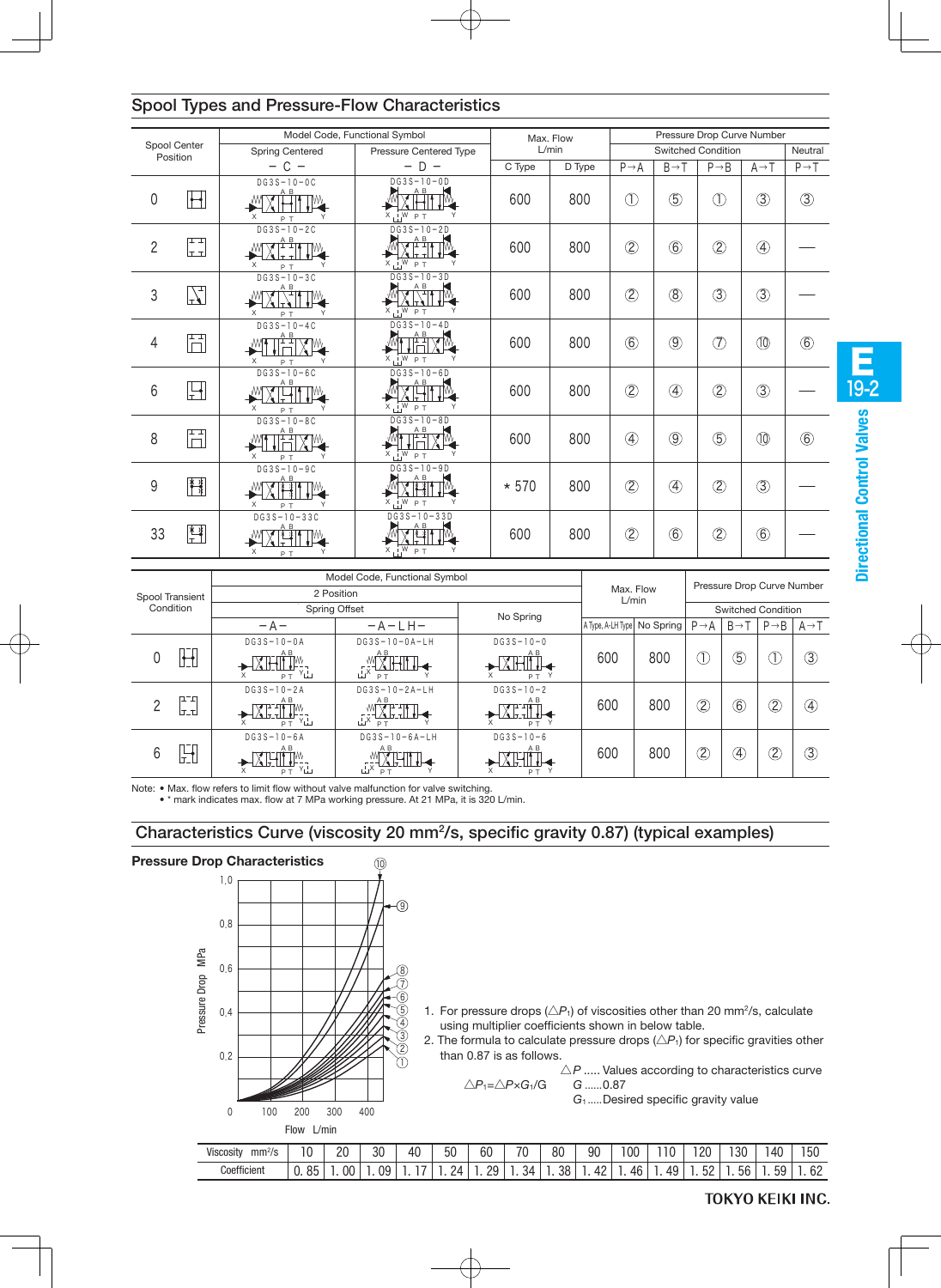## Spool Types and Pressure-Flow Characteristics

| Spool Center Position | Model Code, Functional Symbol | | Max. Flow L/min | | Pressure Drop Curve Number | | | | |
|---|---|---|---|---|---|---|---|---|---|
| | Spring Centered | Pressure Centered Type | | | Switched Condition | | | | Neutral |
| | − C − | − D − | C Type | D Type | P→A | B→T | P→B | A→T | P→T |
| 0 | DG3S−10−0C | DG3S−10−0D | 600 | 800 | ① | ⑤ | ① | ③ | ③ |
| 2 | DG3S−10−2C | DG3S−10−2D | 600 | 800 | ② | ⑥ | ② | ④ | — |
| 3 | DG3S−10−3C | DG3S−10−3D | 600 | 800 | ② | ⑧ | ③ | ③ | — |
| 4 | DG3S−10−4C | DG3S−10−4D | 600 | 800 | ⑥ | ⑨ | ⑦ | ⑩ | ⑥ |
| 6 | DG3S−10−6C | DG3S−10−6D | 600 | 800 | ② | ④ | ② | ③ | — |
| 8 | DG3S−10−8C | DG3S−10−8D | 600 | 800 | ④ | ⑨ | ⑤ | ⑩ | ⑥ |
| 9 | DG3S−10−9C | DG3S−10−9D | * 570 | 800 | ② | ④ | ② | ③ | — |
| 33 | DG3S−10−33C | DG3S−10−33D | 600 | 800 | ② | ⑥ | ② | ⑥ | — |

| Spool Transient Condition | Model Code, Functional Symbol | | | Max. Flow L/min | | Pressure Drop Curve Number | | | |
|---|---|---|---|---|---|---|---|---|---|
| | 2 Position | | | | | Switched Condition | | | |
| | Spring Offset | | No Spring | | | | | | |
| | −A− | −A−LH− | | A Type, A-LH Type | No Spring | P→A | B→T | P→B | A→T |
| 0 | DG3S−10−0A | DG3S−10−0A−LH | DG3S−10−0 | 600 | 800 | ① | ⑤ | ① | ③ |
| 2 | DG3S−10−2A | DG3S−10−2A−LH | DG3S−10−2 | 600 | 800 | ② | ⑥ | ② | ④ |
| 6 | DG3S−10−6A | DG3S−10−6A−LH | DG3S−10−6 | 600 | 800 | ② | ④ | ② | ③ |

Note: • Max. flow refers to limit flow without valve malfunction for valve switching.
• * mark indicates max. flow at 7 MPa working pressure. At 21 MPa, it is 320 L/min.

## Characteristics Curve (viscosity 20 mm²/s, specific gravity 0.87) (typical examples)

### Pressure Drop Characteristics

1. For pressure drops ($\triangle P_1$) of viscosities other than 20 mm²/s, calculate using multiplier coefficients shown in below table.
2. The formula to calculate pressure drops ($\triangle P_1$) for specific gravities other than 0.87 is as follows.

$$\triangle P_1 = \triangle P \times G_1 / G$$

$\triangle P$ ..... Values according to characteristics curve
$G$ ......0.87
$G_1$ .....Desired specific gravity value

| Viscosity mm²/s | 10 | 20 | 30 | 40 | 50 | 60 | 70 | 80 | 90 | 100 | 110 | 120 | 130 | 140 | 150 |
|---|---|---|---|---|---|---|---|---|---|---|---|---|---|---|---|
| Coefficient | 0.85 | 1.00 | 1.09 | 1.17 | 1.24 | 1.29 | 1.34 | 1.38 | 1.42 | 1.46 | 1.49 | 1.52 | 1.56 | 1.59 | 1.62 |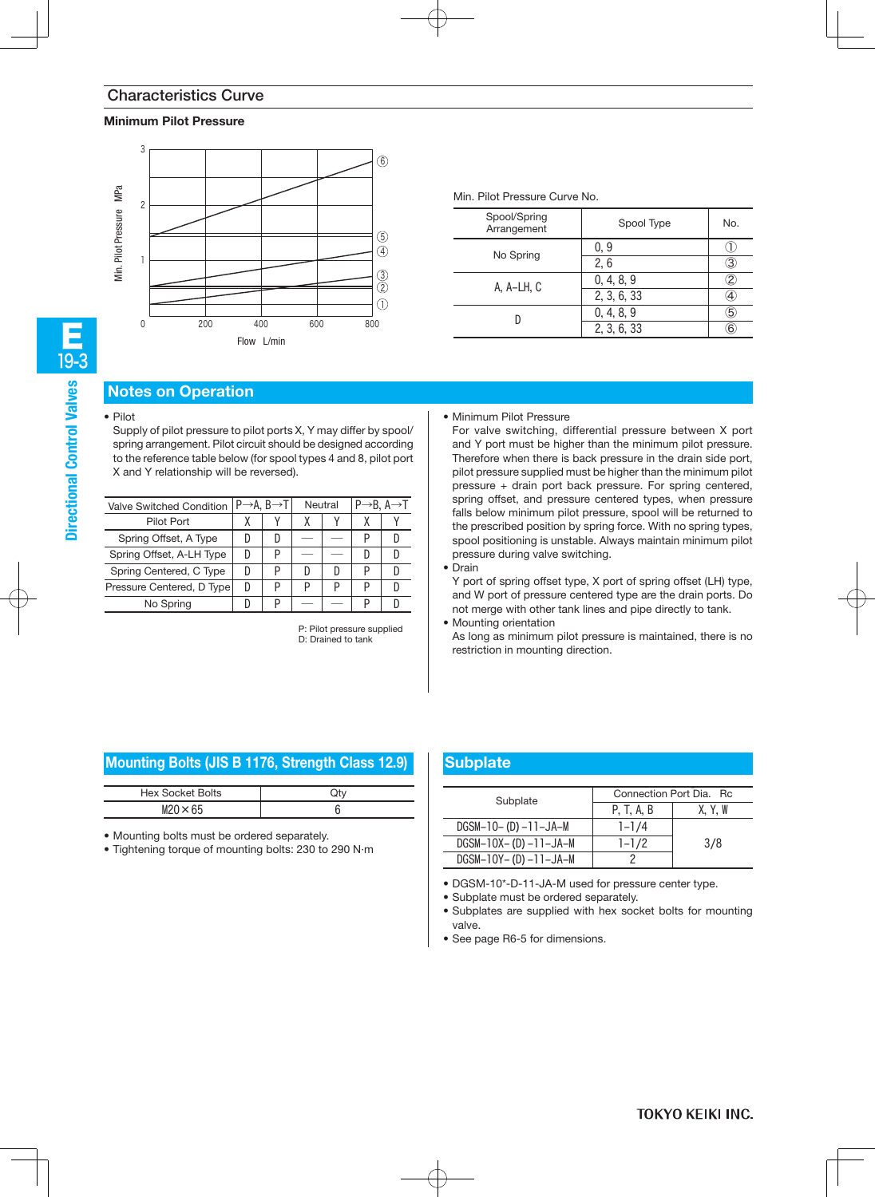## Characteristics Curve

### Minimum Pilot Pressure

Min. Pilot Pressure Curve No.

| Spool/Spring Arrangement | Spool Type | No. |
|---|---|---|
| No Spring | 0, 9 | ① |
| | 2, 6 | ③ |
| A, A-LH, C | 0, 4, 8, 9 | ② |
| | 2, 3, 6, 33 | ④ |
| D | 0, 4, 8, 9 | ⑤ |
| | 2, 3, 6, 33 | ⑥ |

## Notes on Operation

- Pilot
  Supply of pilot pressure to pilot ports X, Y may differ by spool/spring arrangement. Pilot circuit should be designed according to the reference table below (for spool types 4 and 8, pilot port X and Y relationship will be reversed).

| Valve Switched Condition | P→A, B→T | | Neutral | | P→B, A→T | |
|---|---|---|---|---|---|---|
| Pilot Port | X | Y | X | Y | X | Y |
| Spring Offset, A Type | D | D | — | — | P | D |
| Spring Offset, A-LH Type | D | P | — | — | D | D |
| Spring Centered, C Type | D | P | D | D | P | D |
| Pressure Centered, D Type | D | P | P | P | P | D |
| No Spring | D | P | — | — | P | D |

P: Pilot pressure supplied
D: Drained to tank

- Minimum Pilot Pressure
  For valve switching, differential pressure between X port and Y port must be higher than the minimum pilot pressure. Therefore when there is back pressure in the drain side port, pilot pressure supplied must be higher than the minimum pilot pressure + drain port back pressure. For spring centered, spring offset, and pressure centered types, when pressure falls below minimum pilot pressure, spool will be returned to the prescribed position by spring force. With no spring types, spool positioning is unstable. Always maintain minimum pilot pressure during valve switching.
- Drain
  Y port of spring offset type, X port of spring offset (LH) type, and W port of pressure centered type are the drain ports. Do not merge with other tank lines and pipe directly to tank.
- Mounting orientation
  As long as minimum pilot pressure is maintained, there is no restriction in mounting direction.

## Mounting Bolts (JIS B 1176, Strength Class 12.9)

| Hex Socket Bolts | Qty |
|---|---|
| M20×65 | 6 |

- Mounting bolts must be ordered separately.
- Tightening torque of mounting bolts: 230 to 290 N·m

## Subplate

| Subplate | Connection Port Dia. Rc | |
|---|---|---|
| | P, T, A, B | X, Y, W |
| DGSM-10-(D)-11-JA-M | 1-1/4 | 3/8 |
| DGSM-10X-(D)-11-JA-M | 1-1/2 | 3/8 |
| DGSM-10Y-(D)-11-JA-M | 2 | 3/8 |

- DGSM-10*-D-11-JA-M used for pressure center type.
- Subplate must be ordered separately.
- Subplates are supplied with hex socket bolts for mounting valve.
- See page R6-5 for dimensions.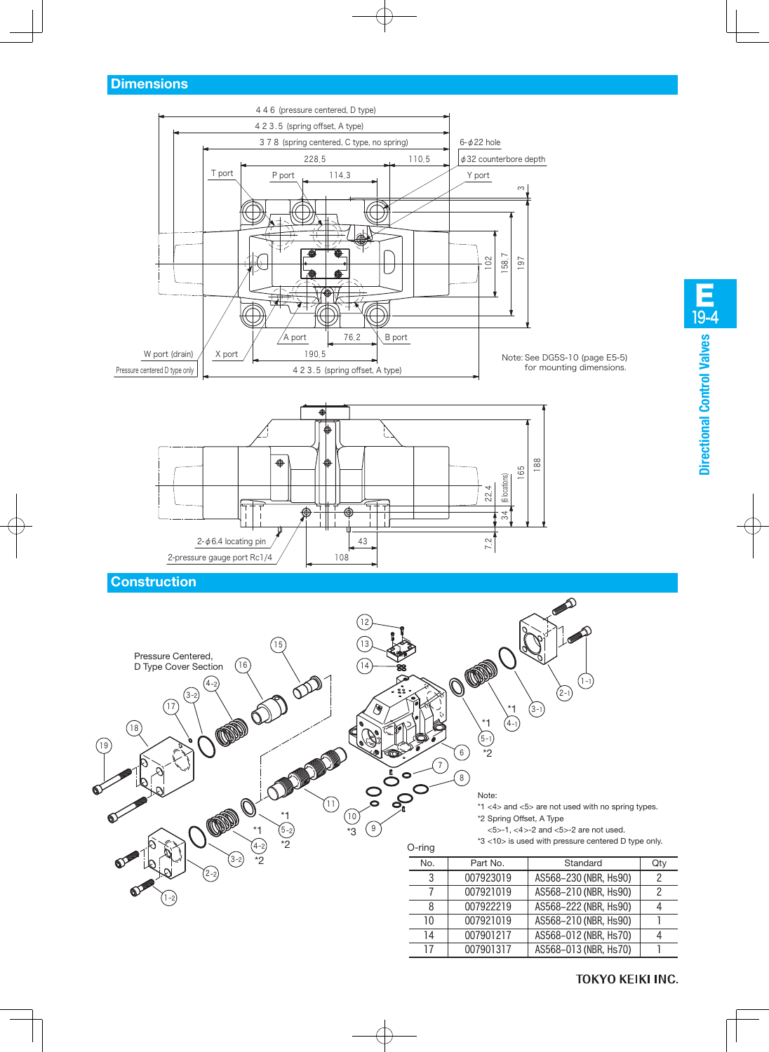## Dimensions

4 4 6 (pressure centered, D type)

4 2 3.5 (spring offset, A type)

3 7 8 (spring centered, C type, no spring)

228.5 | 110.5 | 114.3

6-$\phi$22 hole

$\phi$32 counterbore depth

T port | P port | Y port

3 | 102 | 158.7 | 197

A port | 76.2 | B port

W port (drain) | X port

Pressure centered D type only

190.5

4 2 3.5 (spring offset, A type)

Note: See DG5S-10 (page E5-5) for mounting dimensions.

22.4 (6 locations) | 34 | 165 | 188

2-$\phi$6.4 locating pin

2-pressure gauge port Rc1/4

43 | 108 | 7.2

## Construction

Pressure Centered, D Type Cover Section

Note:

*1 <4> and <5> are not used with no spring types.

*2 Spring Offset, A Type

<5>-1, <4>-2 and <5>-2 are not used.

*3 <10> is used with pressure centered D type only.

O-ring

| No. | Part No. | Standard | Qty |
|---|---|---|---|
| 3 | 007923019 | AS568-230 (NBR, Hs90) | 2 |
| 7 | 007921019 | AS568-210 (NBR, Hs90) | 2 |
| 8 | 007922219 | AS568-222 (NBR, Hs90) | 4 |
| 10 | 007921019 | AS568-210 (NBR, Hs90) | 1 |
| 14 | 007901217 | AS568-012 (NBR, Hs70) | 4 |
| 17 | 007901317 | AS568-013 (NBR, Hs70) | 1 |